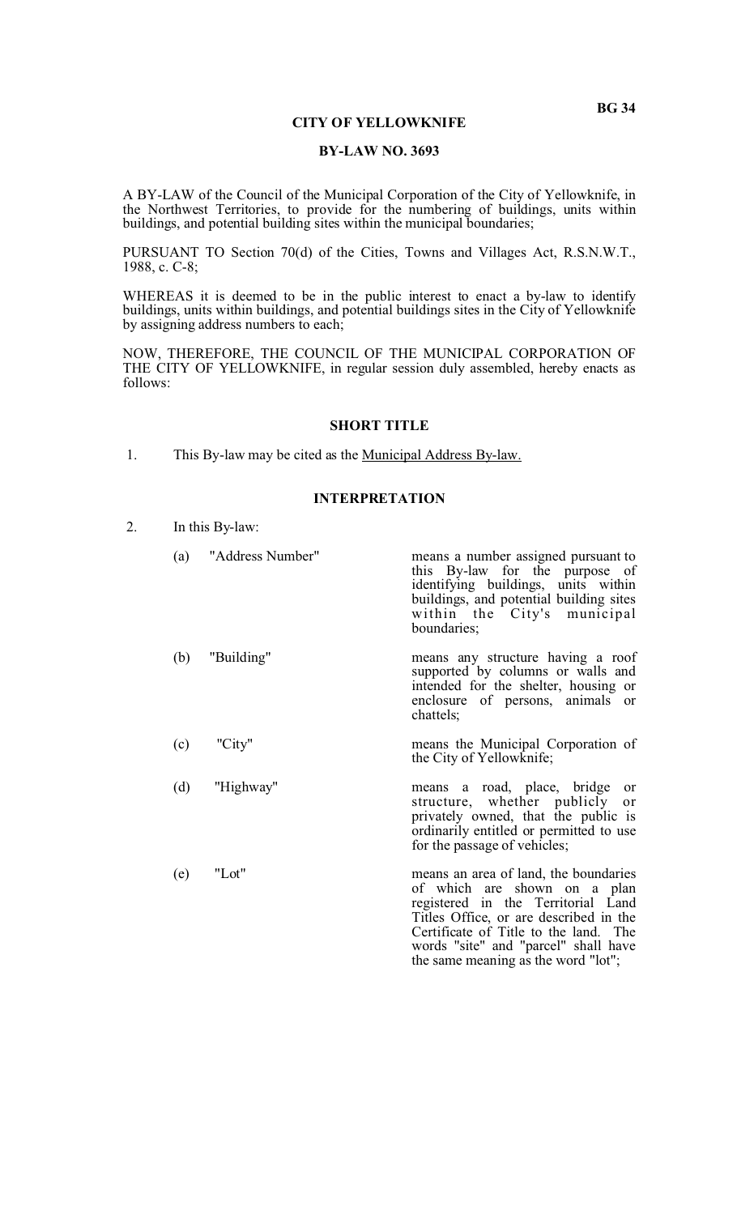BG 34

**CITY OF YELLOWKNIFE**

**BY-LAW NO. 3693**

A BY-LAW of the Council of the Municipal Corporation of the City of Yellowknife, in the Northwest Territories, to provide for the numbering of buildings, units within buildings, and potential building sites within the municipal boundaries;

PURSUANT TO Section 70(d) of the Cities, Towns and Villages Act, R.S.N.W.T., 1988, c. C-8;

WHEREAS it is deemed to be in the public interest to enact a by-law to identify buildings, units within buildings, and potential buildings sites in the City of Yellowknife by assigning address numbers to each;

NOW, THEREFORE, THE COUNCIL OF THE MUNICIPAL CORPORATION OF THE CITY OF YELLOWKNIFE, in regular session duly assembled, hereby enacts as follows:

## SHORT TITLE

1. This By-law may be cited as the Municipal Address By-law.

## INTERPRETATION

2. In this By-law:

   (a) "Address Number" means a number assigned pursuant to this By-law for the purpose of identifying buildings, units within buildings, and potential building sites within the City's municipal boundaries;

   (b) "Building" means any structure having a roof supported by columns or walls and intended for the shelter, housing or enclosure of persons, animals or chattels;

   (c) "City" means the Municipal Corporation of the City of Yellowknife;

   (d) "Highway" means a road, place, bridge or structure, whether publicly or privately owned, that the public is ordinarily entitled or permitted to use for the passage of vehicles;

   (e) "Lot" means an area of land, the boundaries of which are shown on a plan registered in the Territorial Land Titles Office, or are described in the Certificate of Title to the land. The words "site" and "parcel" shall have the same meaning as the word "lot";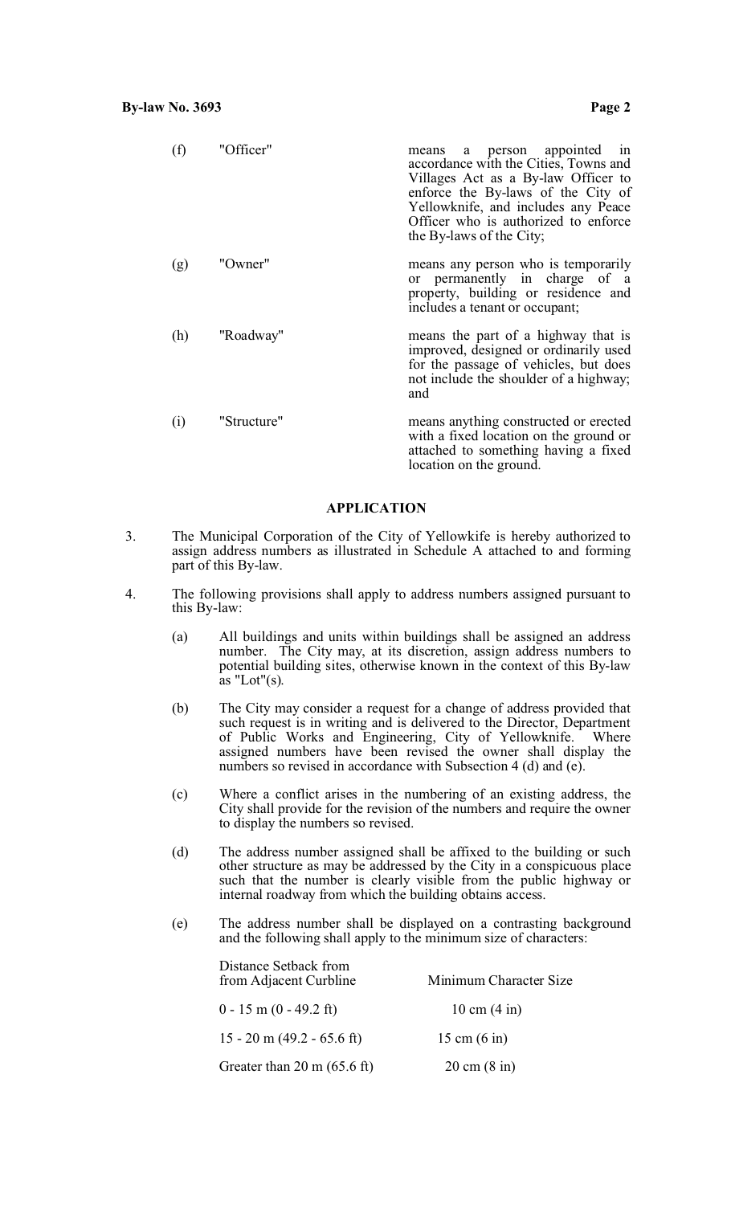(f) "Officer" means a person appointed in accordance with the Cities, Towns and Villages Act as a By-law Officer to enforce the By-laws of the City of Yellowknife, and includes any Peace Officer who is authorized to enforce the By-laws of the City;

(g) "Owner" means any person who is temporarily or permanently in charge of a property, building or residence and includes a tenant or occupant;

(h) "Roadway" means the part of a highway that is improved, designed or ordinarily used for the passage of vehicles, but does not include the shoulder of a highway; and

(i) "Structure" means anything constructed or erected with a fixed location on the ground or attached to something having a fixed location on the ground.

## APPLICATION

3. The Municipal Corporation of the City of Yellowkife is hereby authorized to assign address numbers as illustrated in Schedule A attached to and forming part of this By-law.

4. The following provisions shall apply to address numbers assigned pursuant to this By-law:

   (a) All buildings and units within buildings shall be assigned an address number. The City may, at its discretion, assign address numbers to potential building sites, otherwise known in the context of this By-law as "Lot"(s).

   (b) The City may consider a request for a change of address provided that such request is in writing and is delivered to the Director, Department of Public Works and Engineering, City of Yellowknife. Where assigned numbers have been revised the owner shall display the numbers so revised in accordance with Subsection 4 (d) and (e).

   (c) Where a conflict arises in the numbering of an existing address, the City shall provide for the revision of the numbers and require the owner to display the numbers so revised.

   (d) The address number assigned shall be affixed to the building or such other structure as may be addressed by the City in a conspicuous place such that the number is clearly visible from the public highway or internal roadway from which the building obtains access.

   (e) The address number shall be displayed on a contrasting background and the following shall apply to the minimum size of characters:

| Distance Setback from from Adjacent Curbline | Minimum Character Size |
|---|---|
| 0 - 15 m (0 - 49.2 ft) | 10 cm (4 in) |
| 15 - 20 m (49.2 - 65.6 ft) | 15 cm (6 in) |
| Greater than 20 m (65.6 ft) | 20 cm (8 in) |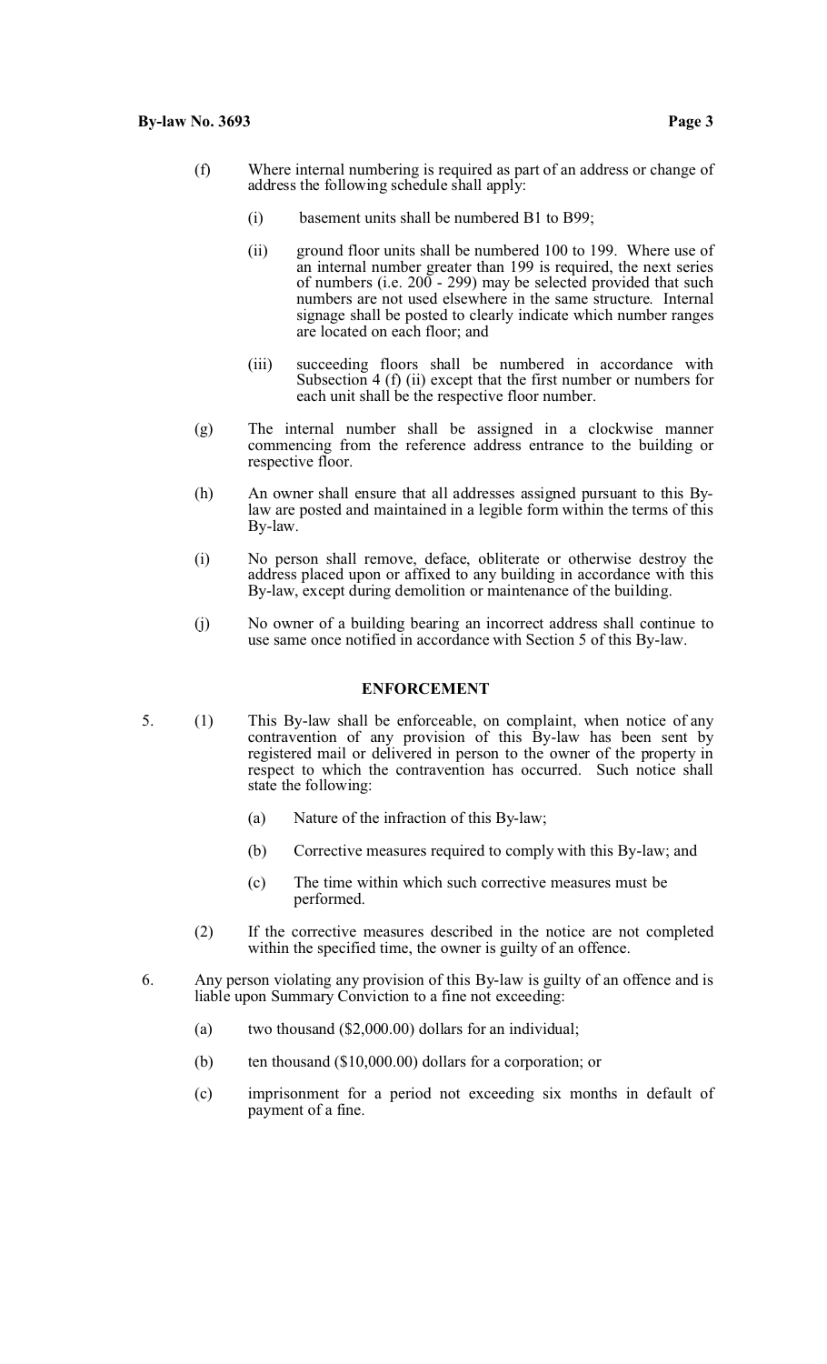(f) Where internal numbering is required as part of an address or change of address the following schedule shall apply:

(i) basement units shall be numbered B1 to B99;

(ii) ground floor units shall be numbered 100 to 199. Where use of an internal number greater than 199 is required, the next series of numbers (i.e. 200 - 299) may be selected provided that such numbers are not used elsewhere in the same structure. Internal signage shall be posted to clearly indicate which number ranges are located on each floor; and

(iii) succeeding floors shall be numbered in accordance with Subsection 4 (f) (ii) except that the first number or numbers for each unit shall be the respective floor number.

(g) The internal number shall be assigned in a clockwise manner commencing from the reference address entrance to the building or respective floor.

(h) An owner shall ensure that all addresses assigned pursuant to this By-law are posted and maintained in a legible form within the terms of this By-law.

(i) No person shall remove, deface, obliterate or otherwise destroy the address placed upon or affixed to any building in accordance with this By-law, except during demolition or maintenance of the building.

(j) No owner of a building bearing an incorrect address shall continue to use same once notified in accordance with Section 5 of this By-law.

## ENFORCEMENT

5. (1) This By-law shall be enforceable, on complaint, when notice of any contravention of any provision of this By-law has been sent by registered mail or delivered in person to the owner of the property in respect to which the contravention has occurred. Such notice shall state the following:

(a) Nature of the infraction of this By-law;

(b) Corrective measures required to comply with this By-law; and

(c) The time within which such corrective measures must be performed.

(2) If the corrective measures described in the notice are not completed within the specified time, the owner is guilty of an offence.

6. Any person violating any provision of this By-law is guilty of an offence and is liable upon Summary Conviction to a fine not exceeding:

(a) two thousand ($2,000.00) dollars for an individual;

(b) ten thousand ($10,000.00) dollars for a corporation; or

(c) imprisonment for a period not exceeding six months in default of payment of a fine.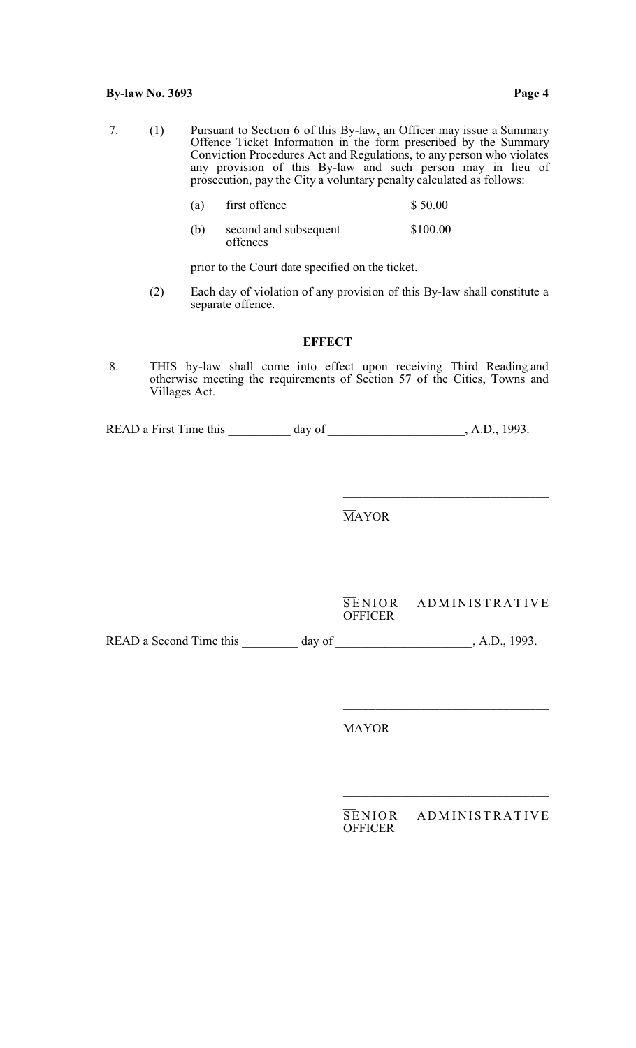7. (1) Pursuant to Section 6 of this By-law, an Officer may issue a Summary Offence Ticket Information in the form prescribed by the Summary Conviction Procedures Act and Regulations, to any person who violates any provision of this By-law and such person may in lieu of prosecution, pay the City a voluntary penalty calculated as follows:

   (a) first offence $ 50.00

   (b) second and subsequent offences $100.00

   prior to the Court date specified on the ticket.

   (2) Each day of violation of any provision of this By-law shall constitute a separate offence.

**EFFECT**

8. THIS by-law shall come into effect upon receiving Third Reading and otherwise meeting the requirements of Section 57 of the Cities, Towns and Villages Act.

READ a First Time this __________ day of _____________________, A.D., 1993.

________________________________
MAYOR

________________________________
SENIOR ADMINISTRATIVE OFFICER

READ a Second Time this _________ day of _____________________, A.D., 1993.

________________________________
MAYOR

________________________________
SENIOR ADMINISTRATIVE OFFICER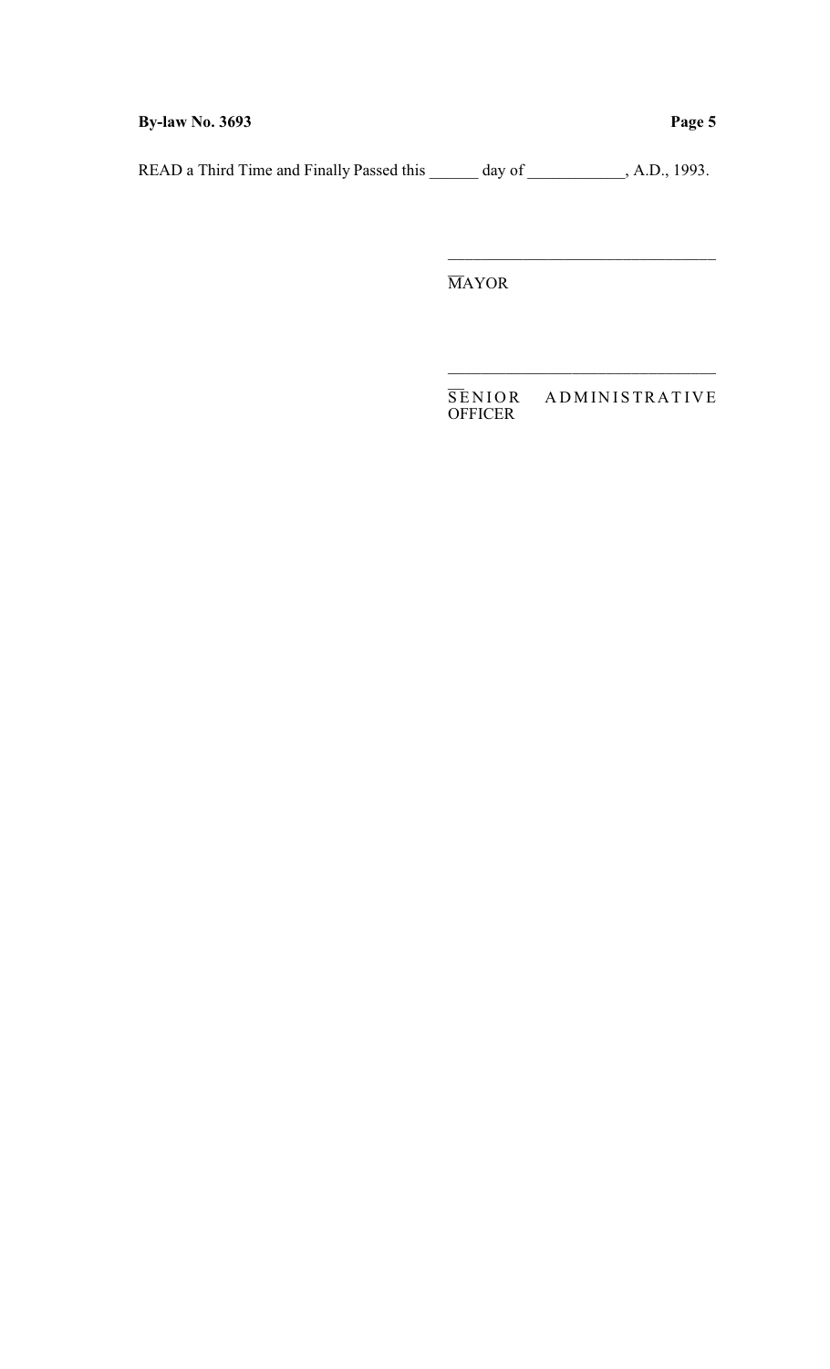READ a Third Time and Finally Passed this ______ day of ____________, A.D., 1993.

________________________________

MAYOR

________________________________

SENIOR ADMINISTRATIVE OFFICER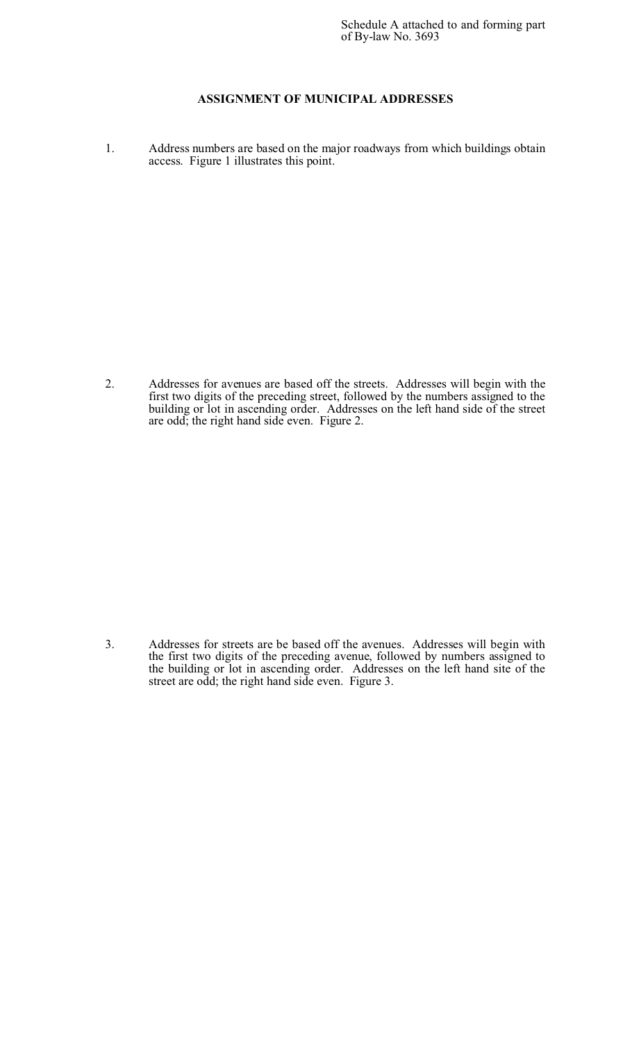Schedule A attached to and forming part of By-law No. 3693

## ASSIGNMENT OF MUNICIPAL ADDRESSES

1. Address numbers are based on the major roadways from which buildings obtain access. Figure 1 illustrates this point.

2. Addresses for avenues are based off the streets. Addresses will begin with the first two digits of the preceding street, followed by the numbers assigned to the building or lot in ascending order. Addresses on the left hand side of the street are odd; the right hand side even. Figure 2.

3. Addresses for streets are be based off the avenues. Addresses will begin with the first two digits of the preceding avenue, followed by numbers assigned to the building or lot in ascending order. Addresses on the left hand site of the street are odd; the right hand side even. Figure 3.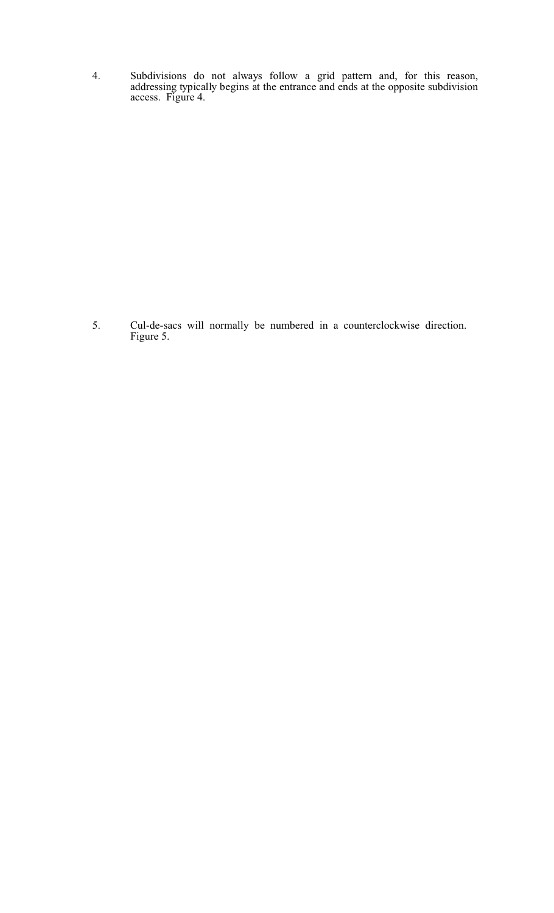4. Subdivisions do not always follow a grid pattern and, for this reason, addressing typically begins at the entrance and ends at the opposite subdivision access. Figure 4.

5. Cul-de-sacs will normally be numbered in a counterclockwise direction. Figure 5.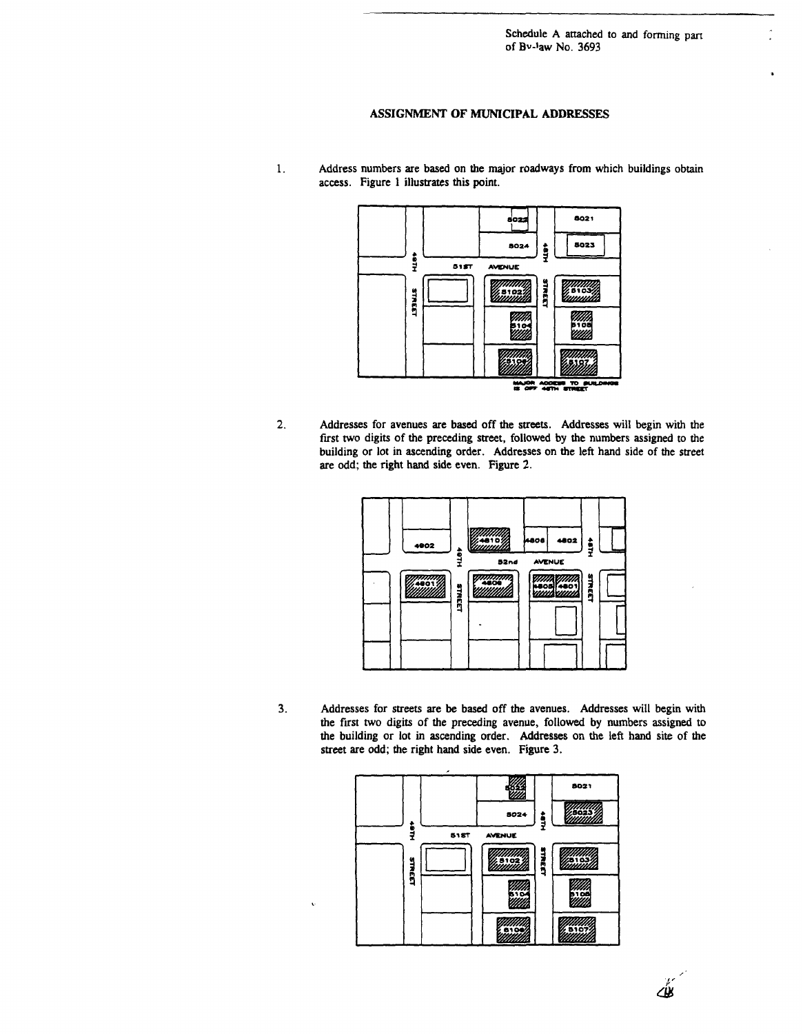Schedule A attached to and forming part of By-law No. 3693

## ASSIGNMENT OF MUNICIPAL ADDRESSES

1. Address numbers are based on the major roadways from which buildings obtain access. Figure 1 illustrates this point.

2. Addresses for avenues are based off the streets. Addresses will begin with the first two digits of the preceding street, followed by the numbers assigned to the building or lot in ascending order. Addresses on the left hand side of the street are odd; the right hand side even. Figure 2.

3. Addresses for streets are be based off the avenues. Addresses will begin with the first two digits of the preceding avenue, followed by numbers assigned to the building or lot in ascending order. Addresses on the left hand site of the street are odd; the right hand side even. Figure 3.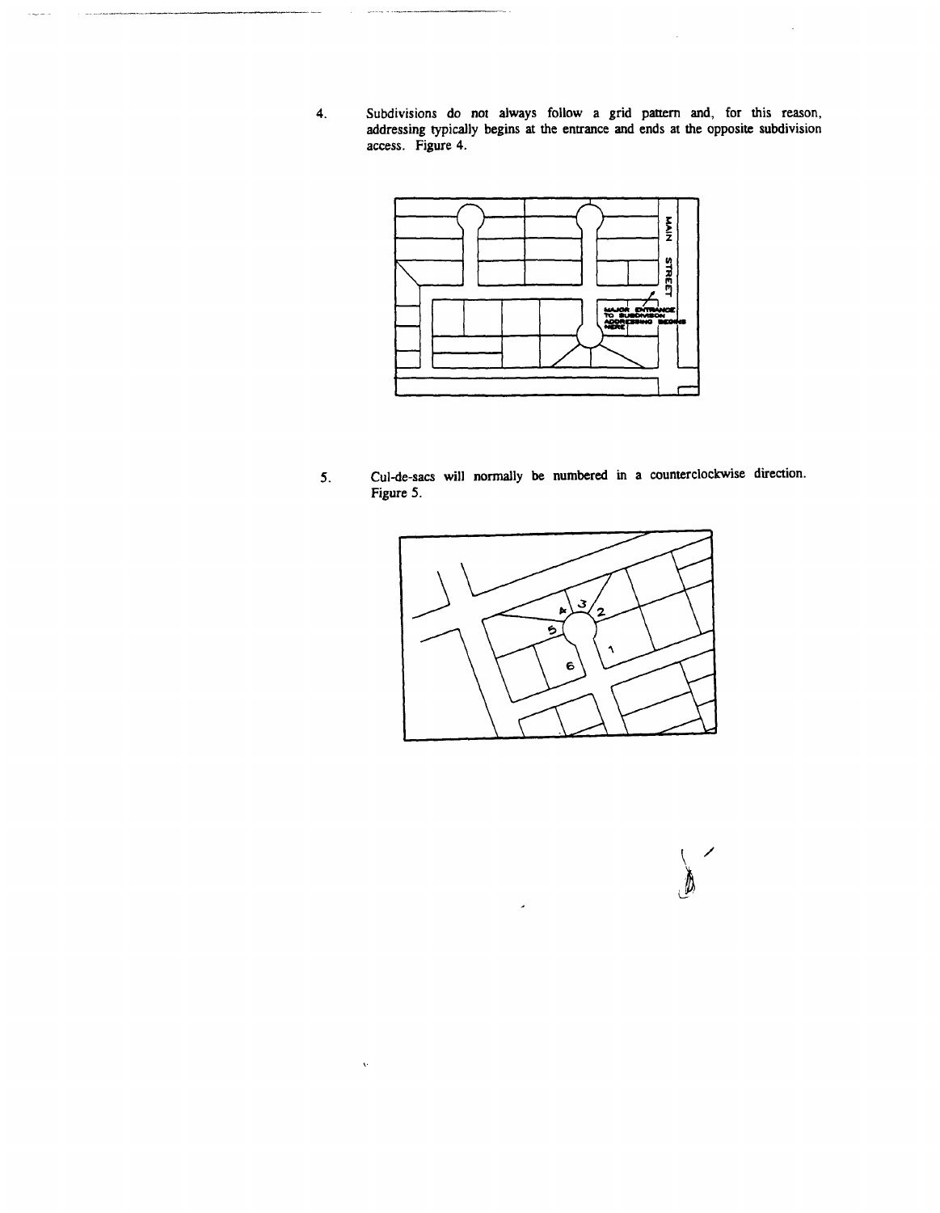4. Subdivisions do not always follow a grid pattern and, for this reason, addressing typically begins at the entrance and ends at the opposite subdivision access. Figure 4.

MAIN STREET

MAJOR ENTRANCE TO SUBDIVISION ADDRESSING BEGINS HERE

5. Cul-de-sacs will normally be numbered in a counterclockwise direction. Figure 5.

4 3 2

5

1

6